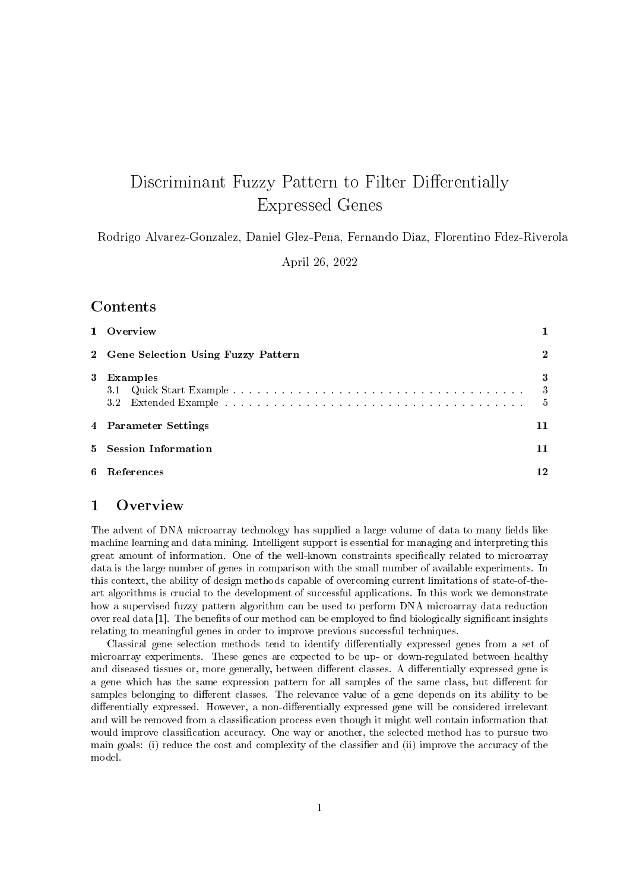# Discriminant Fuzzy Pattern to Filter Differentially Expressed Genes

Rodrigo Alvarez-Gonzalez, Daniel Glez-Pena, Fernando Diaz, Florentino Fdez-Riverola

April 26, 2022

## Contents

| | | |
|---|---|---|
| **1** | **Overview** | **1** |
| **2** | **Gene Selection Using Fuzzy Pattern** | **2** |
| **3** | **Examples** | **3** |
| | 3.1 Quick Start Example | 3 |
| | 3.2 Extended Example | 5 |
| **4** | **Parameter Settings** | **11** |
| **5** | **Session Information** | **11** |
| **6** | **References** | **12** |

## 1 Overview

The advent of DNA microarray technology has supplied a large volume of data to many fields like machine learning and data mining. Intelligent support is essential for managing and interpreting this great amount of information. One of the well-known constraints specifically related to microarray data is the large number of genes in comparison with the small number of available experiments. In this context, the ability of design methods capable of overcoming current limitations of state-of-the-art algorithms is crucial to the development of successful applications. In this work we demonstrate how a supervised fuzzy pattern algorithm can be used to perform DNA microarray data reduction over real data [1]. The benefits of our method can be employed to find biologically significant insights relating to meaningful genes in order to improve previous successful techniques.

Classical gene selection methods tend to identify differentially expressed genes from a set of microarray experiments. These genes are expected to be up- or down-regulated between healthy and diseased tissues or, more generally, between different classes. A differentially expressed gene is a gene which has the same expression pattern for all samples of the same class, but different for samples belonging to different classes. The relevance value of a gene depends on its ability to be differentially expressed. However, a non-differentially expressed gene will be considered irrelevant and will be removed from a classification process even though it might well contain information that would improve classification accuracy. One way or another, the selected method has to pursue two main goals: (i) reduce the cost and complexity of the classifier and (ii) improve the accuracy of the model.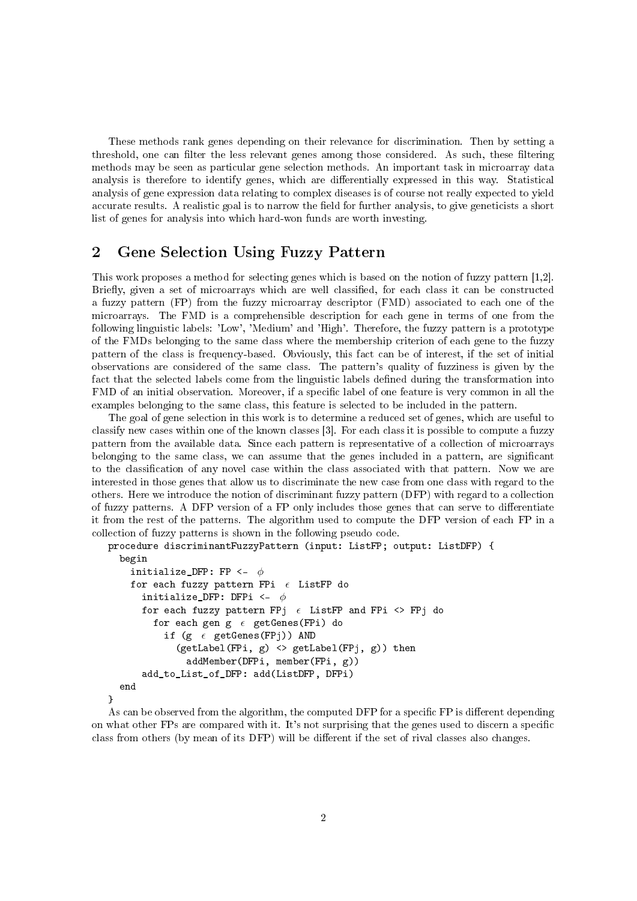These methods rank genes depending on their relevance for discrimination. Then by setting a threshold, one can filter the less relevant genes among those considered. As such, these filtering methods may be seen as particular gene selection methods. An important task in microarray data analysis is therefore to identify genes, which are differentially expressed in this way. Statistical analysis of gene expression data relating to complex diseases is of course not really expected to yield accurate results. A realistic goal is to narrow the field for further analysis, to give geneticists a short list of genes for analysis into which hard-won funds are worth investing.

## 2 Gene Selection Using Fuzzy Pattern

This work proposes a method for selecting genes which is based on the notion of fuzzy pattern [1,2]. Briefly, given a set of microarrays which are well classified, for each class it can be constructed a fuzzy pattern (FP) from the fuzzy microarray descriptor (FMD) associated to each one of the microarrays. The FMD is a comprehensible description for each gene in terms of one from the following linguistic labels: 'Low', 'Medium' and 'High'. Therefore, the fuzzy pattern is a prototype of the FMDs belonging to the same class where the membership criterion of each gene to the fuzzy pattern of the class is frequency-based. Obviously, this fact can be of interest, if the set of initial observations are considered of the same class. The pattern's quality of fuzziness is given by the fact that the selected labels come from the linguistic labels defined during the transformation into FMD of an initial observation. Moreover, if a specific label of one feature is very common in all the examples belonging to the same class, this feature is selected to be included in the pattern.

The goal of gene selection in this work is to determine a reduced set of genes, which are useful to classify new cases within one of the known classes [3]. For each class it is possible to compute a fuzzy pattern from the available data. Since each pattern is representative of a collection of microarrays belonging to the same class, we can assume that the genes included in a pattern, are significant to the classification of any novel case within the class associated with that pattern. Now we are interested in those genes that allow us to discriminate the new case from one class with regard to the others. Here we introduce the notion of discriminant fuzzy pattern (DFP) with regard to a collection of fuzzy patterns. A DFP version of a FP only includes those genes that can serve to differentiate it from the rest of the patterns. The algorithm used to compute the DFP version of each FP in a collection of fuzzy patterns is shown in the following pseudo code.

```
procedure discriminantFuzzyPattern (input: ListFP; output: ListDFP) {
  begin
    initialize_DFP: FP <- φ
    for each fuzzy pattern FPi ε ListFP do
      initialize_DFP: DFPi <- φ
      for each fuzzy pattern FPj ε ListFP and FPi <> FPj do
        for each gen g ε getGenes(FPi) do
          if (g ε getGenes(FPj)) AND
             (getLabel(FPi, g) <> getLabel(FPj, g)) then
               addMember(DFPi, member(FPi, g))
      add_to_List_of_DFP: add(ListDFP, DFPi)
  end
}
```

As can be observed from the algorithm, the computed DFP for a specific FP is different depending on what other FPs are compared with it. It's not surprising that the genes used to discern a specific class from others (by mean of its DFP) will be different if the set of rival classes also changes.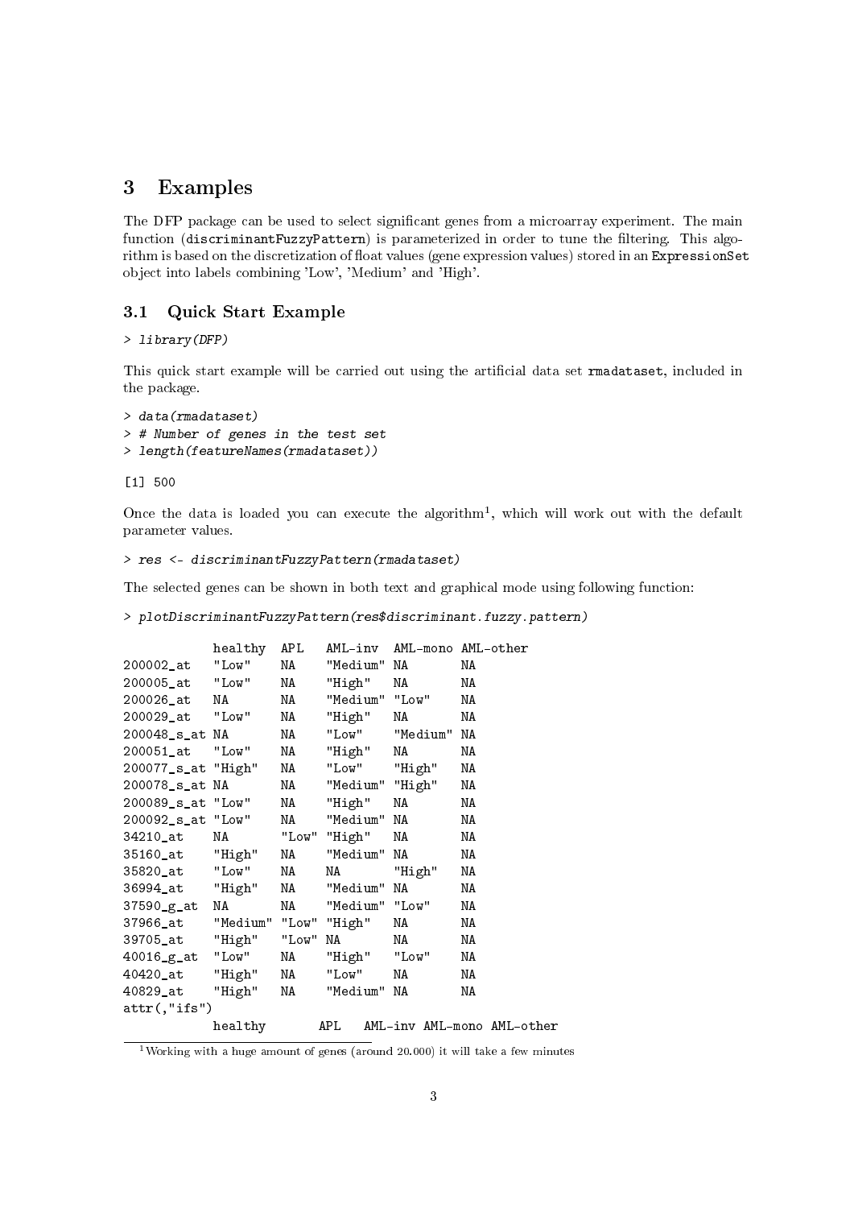## 3 Examples

The DFP package can be used to select significant genes from a microarray experiment. The main function (discriminantFuzzyPattern) is parameterized in order to tune the filtering. This algorithm is based on the discretization of float values (gene expression values) stored in an ExpressionSet object into labels combining 'Low', 'Medium' and 'High'.

### 3.1 Quick Start Example

```
> library(DFP)
```

This quick start example will be carried out using the artificial data set rmadataset, included in the package.

```
> data(rmadataset)
> # Number of genes in the test set
> length(featureNames(rmadataset))
```

```
[1] 500
```

Once the data is loaded you can execute the algorithm[1], which will work out with the default parameter values.

```
> res <- discriminantFuzzyPattern(rmadataset)
```

The selected genes can be shown in both text and graphical mode using following function:

```
> plotDiscriminantFuzzyPattern(res$discriminant.fuzzy.pattern)
```

```
            healthy  APL   AML-inv  AML-mono AML-other
200002_at   "Low"    NA    "Medium" NA       NA
200005_at   "Low"    NA    "High"   NA       NA
200026_at   NA       NA    "Medium" "Low"    NA
200029_at   "Low"    NA    "High"   NA       NA
200048_s_at NA       NA    "Low"    "Medium" NA
200051_at   "Low"    NA    "High"   NA       NA
200077_s_at "High"   NA    "Low"    "High"   NA
200078_s_at NA       NA    "Medium" "High"   NA
200089_s_at "Low"    NA    "High"   NA       NA
200092_s_at "Low"    NA    "Medium" NA       NA
34210_at    NA       "Low" "High"   NA       NA
35160_at    "High"   NA    "Medium" NA       NA
35820_at    "Low"    NA    NA       "High"   NA
36994_at    "High"   NA    "Medium" NA       NA
37590_g_at  NA       NA    "Medium" "Low"    NA
37966_at    "Medium" "Low" "High"   NA       NA
39705_at    "High"   "Low" NA       NA       NA
40016_g_at  "Low"    NA    "High"   "Low"    NA
40420_at    "High"   NA    "Low"    NA       NA
40829_at    "High"   NA    "Medium" NA       NA
attr(,"ifs")
            healthy       APL   AML-inv AML-mono AML-other
```

[1] Working with a huge amount of genes (around 20.000) it will take a few minutes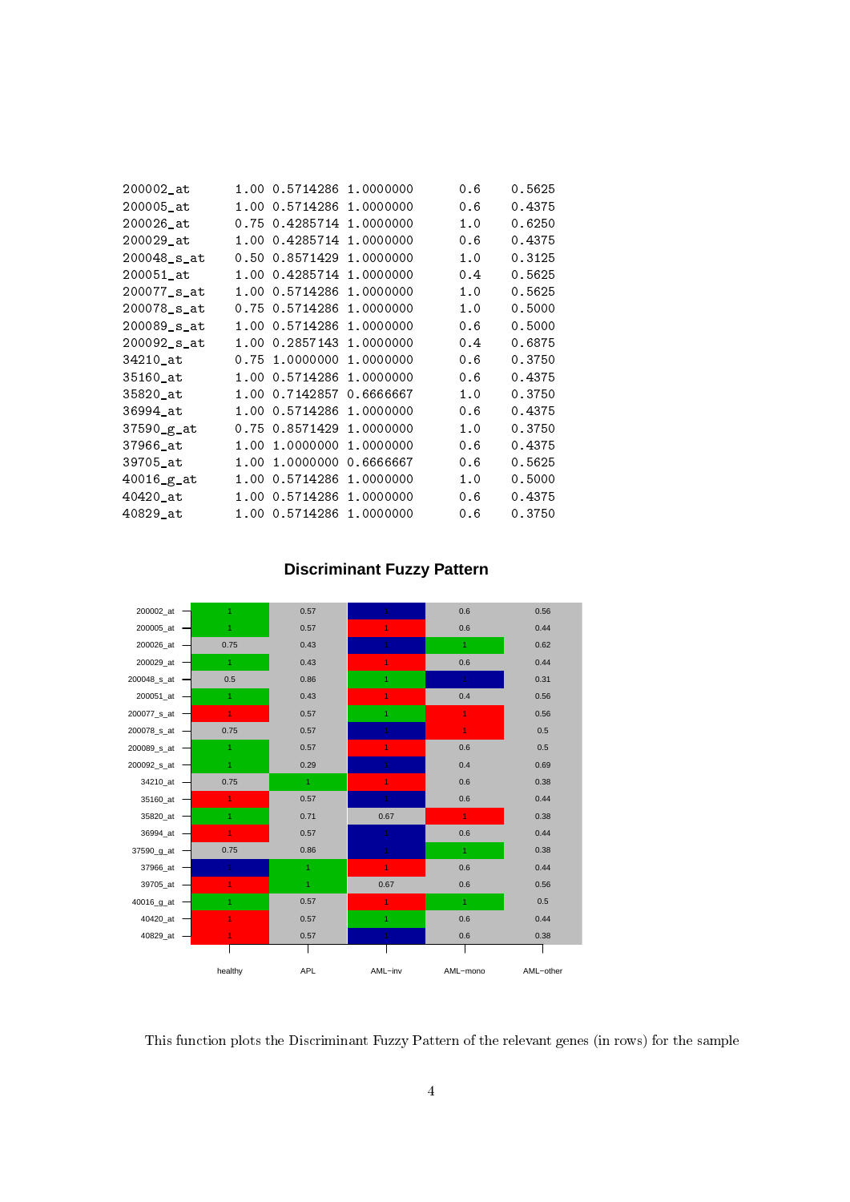```
200002_at       1.00 0.5714286 1.0000000       0.6     0.5625
200005_at       1.00 0.5714286 1.0000000       0.6     0.4375
200026_at       0.75 0.4285714 1.0000000       1.0     0.6250
200029_at       1.00 0.4285714 1.0000000       0.6     0.4375
200048_s_at     0.50 0.8571429 1.0000000       1.0     0.3125
200051_at       1.00 0.4285714 1.0000000       0.4     0.5625
200077_s_at     1.00 0.5714286 1.0000000       1.0     0.5625
200078_s_at     0.75 0.5714286 1.0000000       1.0     0.5000
200089_s_at     1.00 0.5714286 1.0000000       0.6     0.5000
200092_s_at     1.00 0.2857143 1.0000000       0.4     0.6875
34210_at        0.75 1.0000000 1.0000000       0.6     0.3750
35160_at        1.00 0.5714286 1.0000000       0.6     0.4375
35820_at        1.00 0.7142857 0.6666667       1.0     0.3750
36994_at        1.00 0.5714286 1.0000000       0.6     0.4375
37590_g_at      0.75 0.8571429 1.0000000       1.0     0.3750
37966_at        1.00 1.0000000 1.0000000       0.6     0.4375
39705_at        1.00 1.0000000 0.6666667       0.6     0.5625
40016_g_at      1.00 0.5714286 1.0000000       1.0     0.5000
40420_at        1.00 0.5714286 1.0000000       0.6     0.4375
40829_at        1.00 0.5714286 1.0000000       0.6     0.3750
```

**Discriminant Fuzzy Pattern**

| | healthy | APL | AML−inv | AML−mono | AML−other |
|---|---|---|---|---|---|
| 200002_at | 1 | 0.57 | 1 | 0.6 | 0.56 |
| 200005_at | 1 | 0.57 | 1 | 0.6 | 0.44 |
| 200026_at | 0.75 | 0.43 | 1 | 1 | 0.62 |
| 200029_at | 1 | 0.43 | 1 | 0.6 | 0.44 |
| 200048_s_at | 0.5 | 0.86 | 1 | 1 | 0.31 |
| 200051_at | 1 | 0.43 | 1 | 0.4 | 0.56 |
| 200077_s_at | 1 | 0.57 | 1 | 1 | 0.56 |
| 200078_s_at | 0.75 | 0.57 | 1 | 1 | 0.5 |
| 200089_s_at | 1 | 0.57 | 1 | 0.6 | 0.5 |
| 200092_s_at | 1 | 0.29 | 1 | 0.4 | 0.69 |
| 34210_at | 0.75 | 1 | 1 | 0.6 | 0.38 |
| 35160_at | 1 | 0.57 | 1 | 0.6 | 0.44 |
| 35820_at | 1 | 0.71 | 0.67 | 1 | 0.38 |
| 36994_at | 1 | 0.57 | 1 | 0.6 | 0.44 |
| 37590_g_at | 0.75 | 0.86 | 1 | 1 | 0.38 |
| 37966_at | 1 | 1 | 1 | 0.6 | 0.44 |
| 39705_at | 1 | 1 | 0.67 | 0.6 | 0.56 |
| 40016_g_at | 1 | 0.57 | 1 | 1 | 0.5 |
| 40420_at | 1 | 0.57 | 1 | 0.6 | 0.44 |
| 40829_at | 1 | 0.57 | 1 | 0.6 | 0.38 |

This function plots the Discriminant Fuzzy Pattern of the relevant genes (in rows) for the sample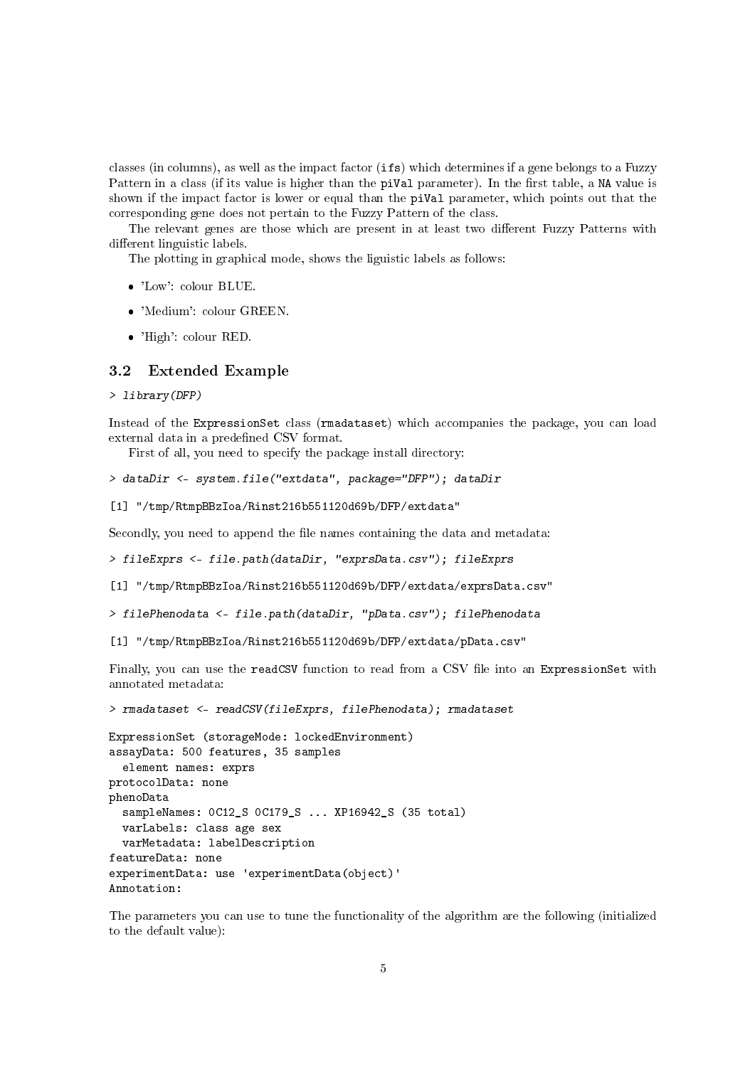classes (in columns), as well as the impact factor (`ifs`) which determines if a gene belongs to a Fuzzy Pattern in a class (if its value is higher than the `piVal` parameter). In the first table, a `NA` value is shown if the impact factor is lower or equal than the `piVal` parameter, which points out that the corresponding gene does not pertain to the Fuzzy Pattern of the class.

The relevant genes are those which are present in at least two different Fuzzy Patterns with different linguistic labels.

The plotting in graphical mode, shows the liguistic labels as follows:

- 'Low': colour BLUE.
- 'Medium': colour GREEN.
- 'High': colour RED.

## 3.2 Extended Example

```
> library(DFP)
```

Instead of the `ExpressionSet` class (`rmadataset`) which accompanies the package, you can load external data in a predefined CSV format.

First of all, you need to specify the package install directory:

```
> dataDir <- system.file("extdata", package="DFP"); dataDir
```

```
[1] "/tmp/RtmpBBzIoa/Rinst216b551120d69b/DFP/extdata"
```

Secondly, you need to append the file names containing the data and metadata:

```
> fileExprs <- file.path(dataDir, "exprsData.csv"); fileExprs
```

```
[1] "/tmp/RtmpBBzIoa/Rinst216b551120d69b/DFP/extdata/exprsData.csv"
```

```
> filePhenodata <- file.path(dataDir, "pData.csv"); filePhenodata
```

```
[1] "/tmp/RtmpBBzIoa/Rinst216b551120d69b/DFP/extdata/pData.csv"
```

Finally, you can use the `readCSV` function to read from a CSV file into an `ExpressionSet` with annotated metadata:

```
> rmadataset <- readCSV(fileExprs, filePhenodata); rmadataset
```

```
ExpressionSet (storageMode: lockedEnvironment)
assayData: 500 features, 35 samples
  element names: exprs
protocolData: none
phenoData
  sampleNames: 0C12_S 0C179_S ... XP16942_S (35 total)
  varLabels: class age sex
  varMetadata: labelDescription
featureData: none
experimentData: use 'experimentData(object)'
Annotation:
```

The parameters you can use to tune the functionality of the algorithm are the following (initialized to the default value):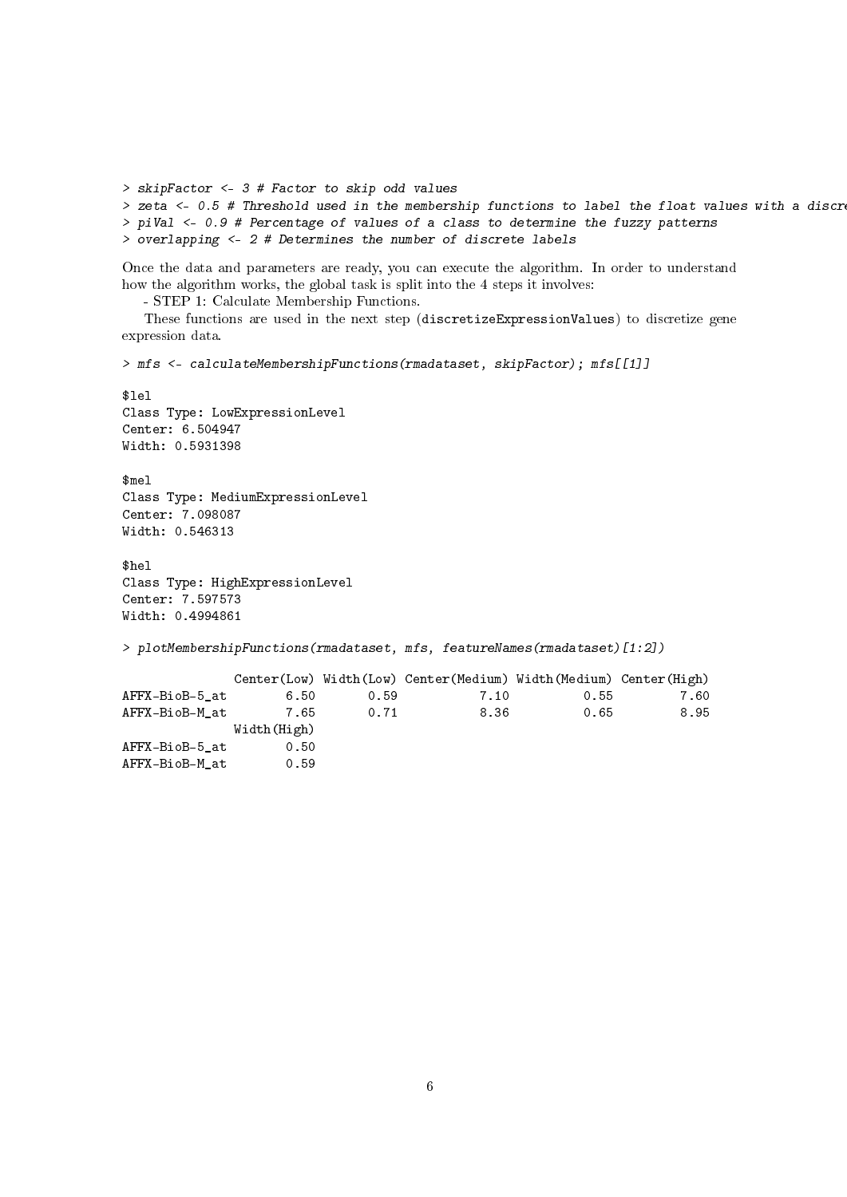```
> skipFactor <- 3 # Factor to skip odd values
> zeta <- 0.5 # Threshold used in the membership functions to label the float values with a discre
> piVal <- 0.9 # Percentage of values of a class to determine the fuzzy patterns
> overlapping <- 2 # Determines the number of discrete labels
```

Once the data and parameters are ready, you can execute the algorithm. In order to understand how the algorithm works, the global task is split into the 4 steps it involves:

- STEP 1: Calculate Membership Functions.

These functions are used in the next step (discretizeExpressionValues) to discretize gene expression data.

```
> mfs <- calculateMembershipFunctions(rmadataset, skipFactor); mfs[[1]]

$lel
Class Type: LowExpressionLevel
Center: 6.504947
Width: 0.5931398

$mel
Class Type: MediumExpressionLevel
Center: 7.098087
Width: 0.546313

$hel
Class Type: HighExpressionLevel
Center: 7.597573
Width: 0.4994861

> plotMembershipFunctions(rmadataset, mfs, featureNames(rmadataset)[1:2])

              Center(Low) Width(Low) Center(Medium) Width(Medium) Center(High)
AFFX-BioB-5_at        6.50       0.59           7.10          0.55         7.60
AFFX-BioB-M_at        7.65       0.71           8.36          0.65         8.95
              Width(High)
AFFX-BioB-5_at        0.50
AFFX-BioB-M_at        0.59
```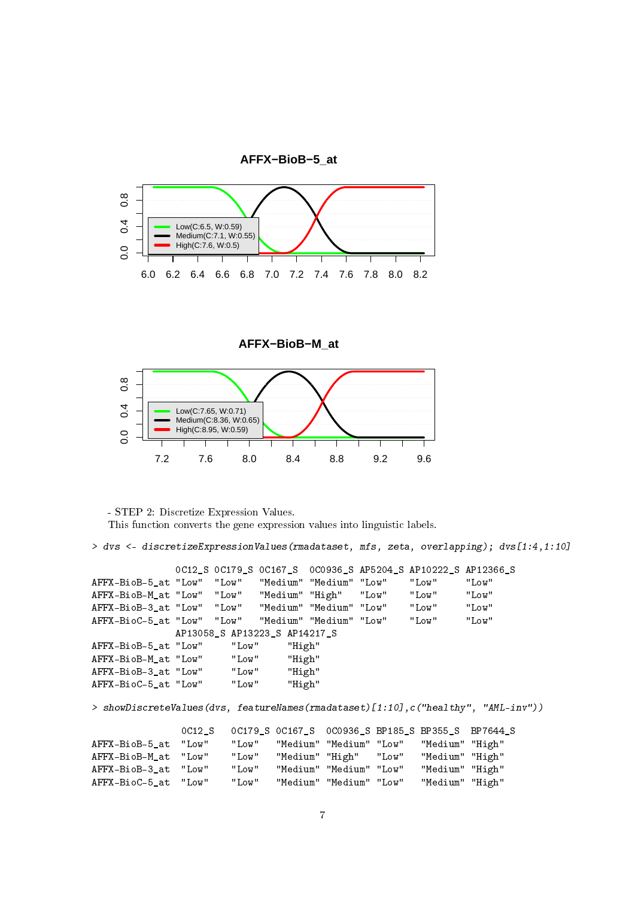```
- STEP 2: Discretize Expression Values.
```

- STEP 2: Discretize Expression Values.
This function converts the gene expression values into linguistic labels.

```
> dvs <- discretizeExpressionValues(rmadataset, mfs, zeta, overlapping); dvs[1:4,1:10]

              OC12_S OC179_S OC167_S  OC0936_S AP5204_S AP10222_S AP12366_S
AFFX-BioB-5_at "Low"  "Low"   "Medium" "Medium" "Low"    "Low"     "Low"
AFFX-BioB-M_at "Low"  "Low"   "Medium" "High"   "Low"    "Low"     "Low"
AFFX-BioB-3_at "Low"  "Low"   "Medium" "Medium" "Low"    "Low"     "Low"
AFFX-BioC-5_at "Low"  "Low"   "Medium" "Medium" "Low"    "Low"     "Low"
              AP13058_S AP13223_S AP14217_S
AFFX-BioB-5_at "Low"     "Low"     "High"
AFFX-BioB-M_at "Low"     "Low"     "High"
AFFX-BioB-3_at "Low"     "Low"     "High"
AFFX-BioC-5_at "Low"     "Low"     "High"

> showDiscreteValues(dvs, featureNames(rmadataset)[1:10],c("healthy", "AML-inv"))

              OC12_S   OC179_S OC167_S  OC0936_S BP185_S BP355_S  BP7644_S
AFFX-BioB-5_at "Low"    "Low"   "Medium" "Medium" "Low"   "Medium" "High"
AFFX-BioB-M_at "Low"    "Low"   "Medium" "High"   "Low"   "Medium" "High"
AFFX-BioB-3_at "Low"    "Low"   "Medium" "Medium" "Low"   "Medium" "High"
AFFX-BioC-5_at "Low"    "Low"   "Medium" "Medium" "Low"   "Medium" "High"
```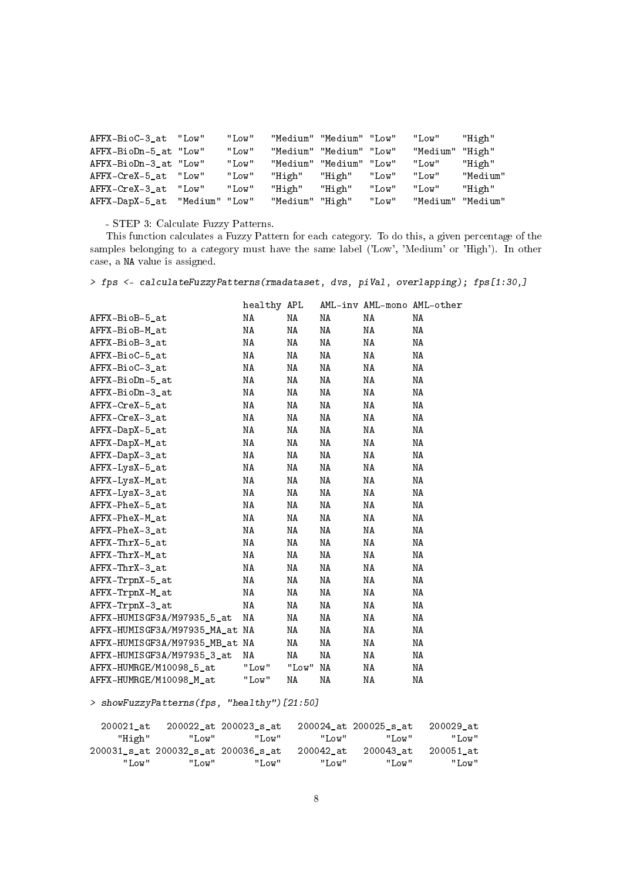```
AFFX-BioC-3_at  "Low"    "Low"   "Medium" "Medium" "Low"   "Low"    "High"
AFFX-BioDn-5_at "Low"    "Low"   "Medium" "Medium" "Low"   "Medium" "High"
AFFX-BioDn-3_at "Low"    "Low"   "Medium" "Medium" "Low"   "Low"    "High"
AFFX-CreX-5_at  "Low"    "Low"   "High"   "High"   "Low"   "Low"    "Medium"
AFFX-CreX-3_at  "Low"    "Low"   "High"   "High"   "Low"   "Low"    "High"
AFFX-DapX-5_at  "Medium" "Low"   "Medium" "High"   "Low"   "Medium" "Medium"
```

- STEP 3: Calculate Fuzzy Patterns.

This function calculates a Fuzzy Pattern for each category. To do this, a given percentage of the samples belonging to a category must have the same label ('Low', 'Medium' or 'High'). In other case, a NA value is assigned.

```
> fps <- calculateFuzzyPatterns(rmadataset, dvs, piVal, overlapping); fps[1:30,]

                            healthy APL   AML-inv AML-mono AML-other
AFFX-BioB-5_at              NA      NA    NA      NA       NA
AFFX-BioB-M_at              NA      NA    NA      NA       NA
AFFX-BioB-3_at              NA      NA    NA      NA       NA
AFFX-BioC-5_at              NA      NA    NA      NA       NA
AFFX-BioC-3_at              NA      NA    NA      NA       NA
AFFX-BioDn-5_at             NA      NA    NA      NA       NA
AFFX-BioDn-3_at             NA      NA    NA      NA       NA
AFFX-CreX-5_at              NA      NA    NA      NA       NA
AFFX-CreX-3_at              NA      NA    NA      NA       NA
AFFX-DapX-5_at              NA      NA    NA      NA       NA
AFFX-DapX-M_at              NA      NA    NA      NA       NA
AFFX-DapX-3_at              NA      NA    NA      NA       NA
AFFX-LysX-5_at              NA      NA    NA      NA       NA
AFFX-LysX-M_at              NA      NA    NA      NA       NA
AFFX-LysX-3_at              NA      NA    NA      NA       NA
AFFX-PheX-5_at              NA      NA    NA      NA       NA
AFFX-PheX-M_at              NA      NA    NA      NA       NA
AFFX-PheX-3_at              NA      NA    NA      NA       NA
AFFX-ThrX-5_at              NA      NA    NA      NA       NA
AFFX-ThrX-M_at              NA      NA    NA      NA       NA
AFFX-ThrX-3_at              NA      NA    NA      NA       NA
AFFX-TrpnX-5_at             NA      NA    NA      NA       NA
AFFX-TrpnX-M_at             NA      NA    NA      NA       NA
AFFX-TrpnX-3_at             NA      NA    NA      NA       NA
AFFX-HUMISGF3A/M97935_5_at  NA      NA    NA      NA       NA
AFFX-HUMISGF3A/M97935_MA_at NA      NA    NA      NA       NA
AFFX-HUMISGF3A/M97935_MB_at NA      NA    NA      NA       NA
AFFX-HUMISGF3A/M97935_3_at  NA      NA    NA      NA       NA
AFFX-HUMRGE/M10098_5_at     "Low"   "Low" NA      NA       NA
AFFX-HUMRGE/M10098_M_at     "Low"   NA    NA      NA       NA
```

```
> showFuzzyPatterns(fps, "healthy")[21:50]

  200021_at   200022_at 200023_s_at   200024_at 200025_s_at   200029_at
     "High"       "Low"       "Low"       "Low"       "Low"       "Low"
200031_s_at 200032_s_at 200036_s_at   200042_at   200043_at   200051_at
      "Low"       "Low"       "Low"       "Low"       "Low"       "Low"
```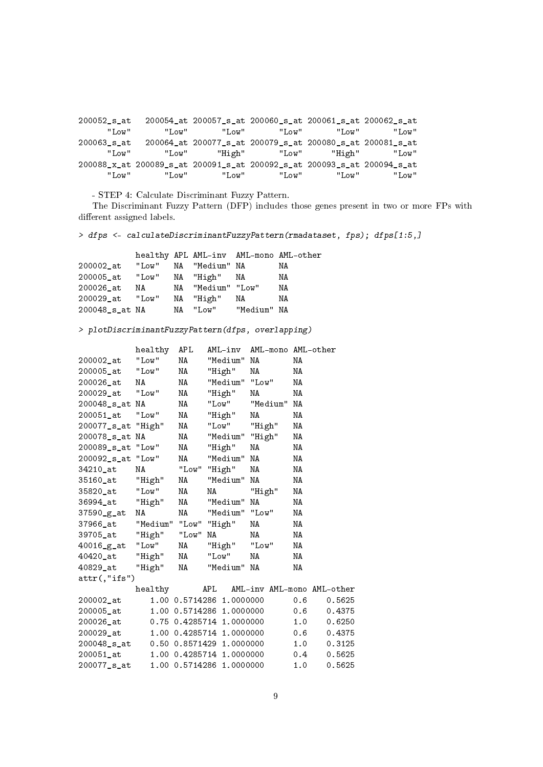```
200052_s_at   200054_at 200057_s_at 200060_s_at 200061_s_at 200062_s_at 
      "Low"       "Low"       "Low"       "Low"       "Low"       "Low" 
200063_s_at   200064_at 200077_s_at 200079_s_at 200080_s_at 200081_s_at 
      "Low"       "Low"      "High"       "Low"      "High"       "Low" 
200088_x_at 200089_s_at 200091_s_at 200092_s_at 200093_s_at 200094_s_at 
      "Low"       "Low"       "Low"       "Low"       "Low"       "Low" 
```

- STEP 4: Calculate Discriminant Fuzzy Pattern.

The Discriminant Fuzzy Pattern (DFP) includes those genes present in two or more FPs with different assigned labels.

```
> dfps <- calculateDiscriminantFuzzyPattern(rmadataset, fps); dfps[1:5,]
```

```
            healthy APL AML-inv  AML-mono AML-other
200002_at   "Low"   NA  "Medium" NA       NA       
200005_at   "Low"   NA  "High"   NA       NA       
200026_at   NA      NA  "Medium" "Low"    NA       
200029_at   "Low"   NA  "High"   NA       NA       
200048_s_at NA      NA  "Low"    "Medium" NA       
```

```
> plotDiscriminantFuzzyPattern(dfps, overlapping)
```

```
            healthy  APL   AML-inv  AML-mono AML-other
200002_at   "Low"    NA    "Medium" NA       NA       
200005_at   "Low"    NA    "High"   NA       NA       
200026_at   NA       NA    "Medium" "Low"    NA       
200029_at   "Low"    NA    "High"   NA       NA       
200048_s_at NA       NA    "Low"    "Medium" NA       
200051_at   "Low"    NA    "High"   NA       NA       
200077_s_at "High"   NA    "Low"    "High"   NA       
200078_s_at NA       NA    "Medium" "High"   NA       
200089_s_at "Low"    NA    "High"   NA       NA       
200092_s_at "Low"    NA    "Medium" NA       NA       
34210_at    NA       "Low" "High"   NA       NA       
35160_at    "High"   NA    "Medium" NA       NA       
35820_at    "Low"    NA    NA       "High"   NA       
36994_at    "High"   NA    "Medium" NA       NA       
37590_g_at  NA       NA    "Medium" "Low"    NA       
37966_at    "Medium" "Low" "High"   NA       NA       
39705_at    "High"   "Low" NA       NA       NA       
40016_g_at  "Low"    NA    "High"   "Low"    NA       
40420_at    "High"   NA    "Low"    NA       NA       
40829_at    "High"   NA    "Medium" NA       NA       
attr(,"ifs")
            healthy       APL   AML-inv AML-mono AML-other
200002_at      1.00 0.5714286 1.0000000      0.6    0.5625
200005_at      1.00 0.5714286 1.0000000      0.6    0.4375
200026_at      0.75 0.4285714 1.0000000      1.0    0.6250
200029_at      1.00 0.4285714 1.0000000      0.6    0.4375
200048_s_at    0.50 0.8571429 1.0000000      1.0    0.3125
200051_at      1.00 0.4285714 1.0000000      0.4    0.5625
200077_s_at    1.00 0.5714286 1.0000000      1.0    0.5625
```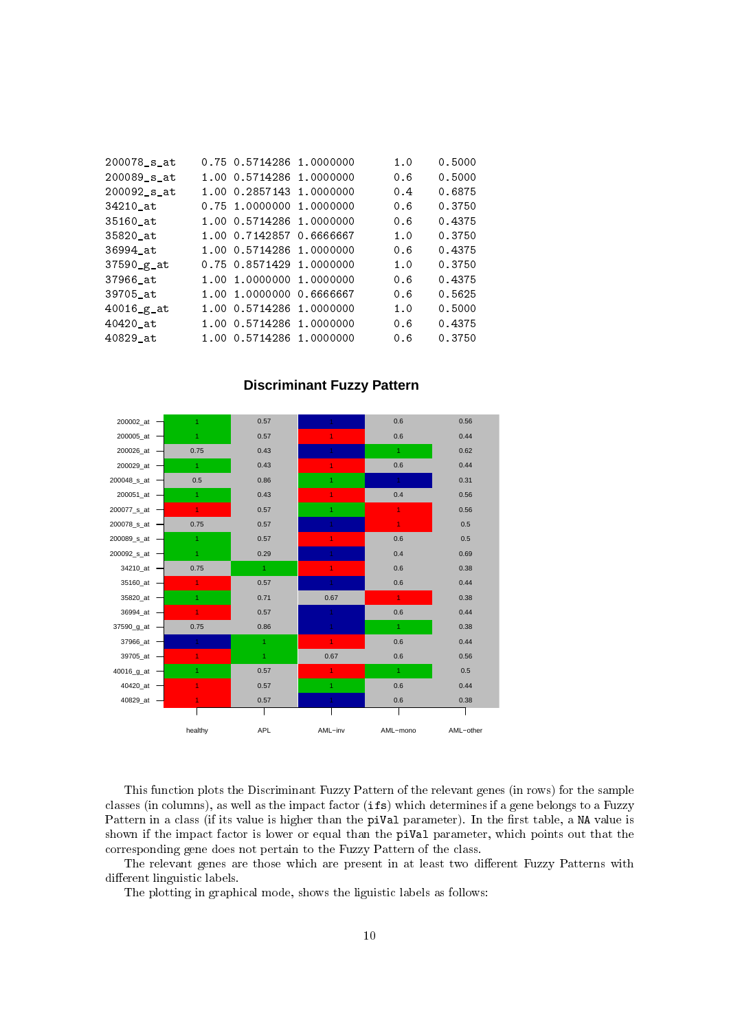```
200078_s_at      0.75 0.5714286 1.0000000       1.0    0.5000
200089_s_at      1.00 0.5714286 1.0000000       0.6    0.5000
200092_s_at      1.00 0.2857143 1.0000000       0.4    0.6875
34210_at         0.75 1.0000000 1.0000000       0.6    0.3750
35160_at         1.00 0.5714286 1.0000000       0.6    0.4375
35820_at         1.00 0.7142857 0.6666667       1.0    0.3750
36994_at         1.00 0.5714286 1.0000000       0.6    0.4375
37590_g_at       0.75 0.8571429 1.0000000       1.0    0.3750
37966_at         1.00 1.0000000 1.0000000       0.6    0.4375
39705_at         1.00 1.0000000 0.6666667       0.6    0.5625
40016_g_at       1.00 0.5714286 1.0000000       1.0    0.5000
40420_at         1.00 0.5714286 1.0000000       0.6    0.4375
40829_at         1.00 0.5714286 1.0000000       0.6    0.3750
```

**Discriminant Fuzzy Pattern**

| | healthy | APL | AML−inv | AML−mono | AML−other |
|---|---|---|---|---|---|
| 200002_at | 1 | 0.57 | 1 | 0.6 | 0.56 |
| 200005_at | 1 | 0.57 | 1 | 0.6 | 0.44 |
| 200026_at | 0.75 | 0.43 | 1 | 1 | 0.62 |
| 200029_at | 1 | 0.43 | 1 | 0.6 | 0.44 |
| 200048_s_at | 0.5 | 0.86 | 1 | 1 | 0.31 |
| 200051_at | 1 | 0.43 | 1 | 0.4 | 0.56 |
| 200077_s_at | 1 | 0.57 | 1 | 1 | 0.56 |
| 200078_s_at | 0.75 | 0.57 | 1 | 1 | 0.5 |
| 200089_s_at | 1 | 0.57 | 1 | 0.6 | 0.5 |
| 200092_s_at | 1 | 0.29 | 1 | 0.4 | 0.69 |
| 34210_at | 0.75 | 1 | 1 | 0.6 | 0.38 |
| 35160_at | 1 | 0.57 | 1 | 0.6 | 0.44 |
| 35820_at | 1 | 0.71 | 0.67 | 1 | 0.38 |
| 36994_at | 1 | 0.57 | 1 | 0.6 | 0.44 |
| 37590_g_at | 0.75 | 0.86 | 1 | 1 | 0.38 |
| 37966_at | 1 | 1 | 1 | 0.6 | 0.44 |
| 39705_at | 1 | 1 | 0.67 | 0.6 | 0.56 |
| 40016_g_at | 1 | 0.57 | 1 | 1 | 0.5 |
| 40420_at | 1 | 0.57 | 1 | 0.6 | 0.44 |
| 40829_at | 1 | 0.57 | 1 | 0.6 | 0.38 |

This function plots the Discriminant Fuzzy Pattern of the relevant genes (in rows) for the sample classes (in columns), as well as the impact factor (`ifs`) which determines if a gene belongs to a Fuzzy Pattern in a class (if its value is higher than the `piVal` parameter). In the first table, a `NA` value is shown if the impact factor is lower or equal than the `piVal` parameter, which points out that the corresponding gene does not pertain to the Fuzzy Pattern of the class.

The relevant genes are those which are present in at least two different Fuzzy Patterns with different linguistic labels.

The plotting in graphical mode, shows the liguistic labels as follows: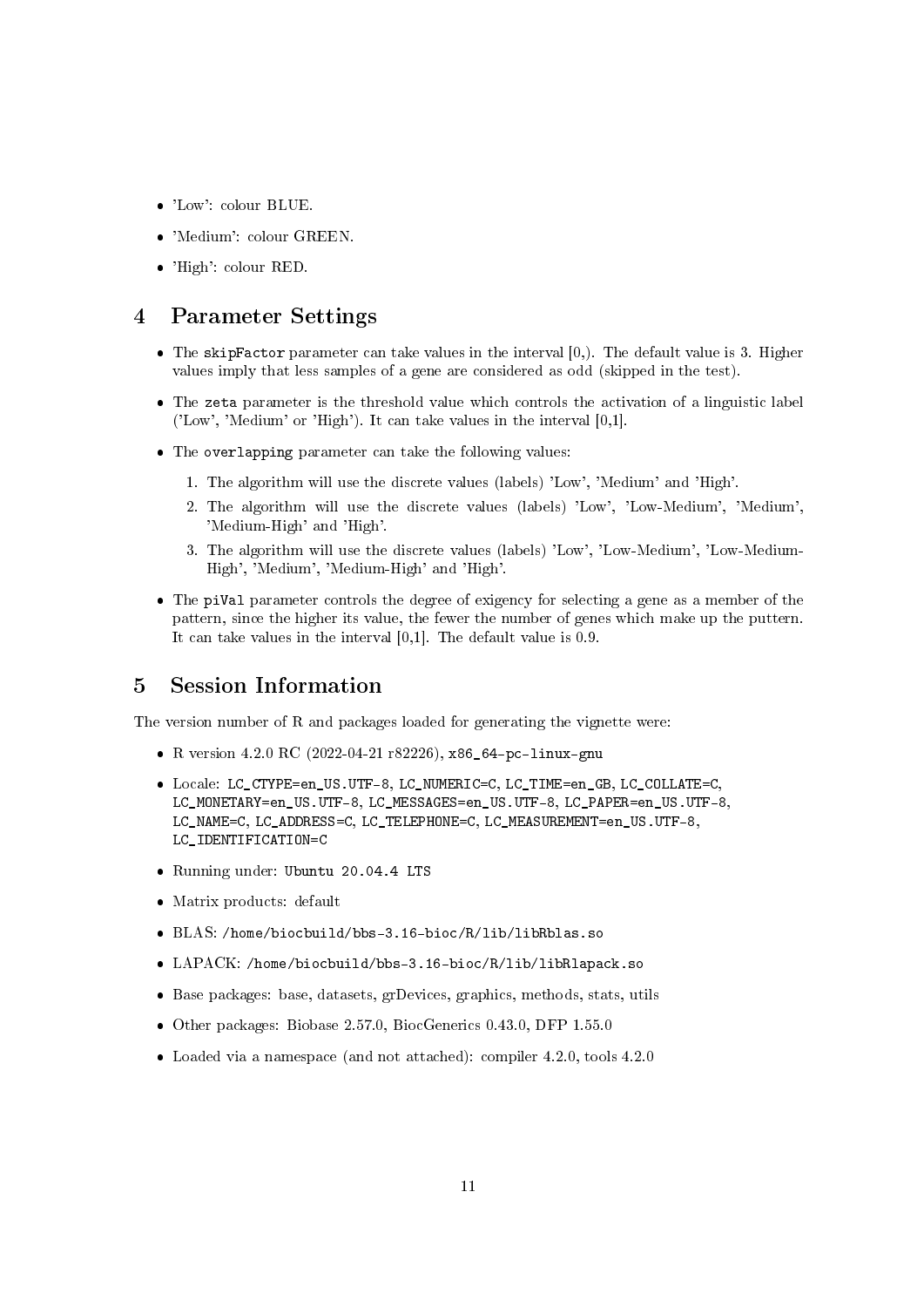- 'Low': colour BLUE.
- 'Medium': colour GREEN.
- 'High': colour RED.

# 4 Parameter Settings

- The `skipFactor` parameter can take values in the interval [0,). The default value is 3. Higher values imply that less samples of a gene are considered as odd (skipped in the test).
- The `zeta` parameter is the threshold value which controls the activation of a linguistic label ('Low', 'Medium' or 'High'). It can take values in the interval [0,1].
- The `overlapping` parameter can take the following values:
  1. The algorithm will use the discrete values (labels) 'Low', 'Medium' and 'High'.
  2. The algorithm will use the discrete values (labels) 'Low', 'Low-Medium', 'Medium', 'Medium-High' and 'High'.
  3. The algorithm will use the discrete values (labels) 'Low', 'Low-Medium', 'Low-Medium-High', 'Medium', 'Medium-High' and 'High'.
- The `piVal` parameter controls the degree of exigency for selecting a gene as a member of the pattern, since the higher its value, the fewer the number of genes which make up the puttern. It can take values in the interval [0,1]. The default value is 0.9.

# 5 Session Information

The version number of R and packages loaded for generating the vignette were:

- R version 4.2.0 RC (2022-04-21 r82226), `x86_64-pc-linux-gnu`
- Locale: `LC_CTYPE=en_US.UTF-8`, `LC_NUMERIC=C`, `LC_TIME=en_GB`, `LC_COLLATE=C`, `LC_MONETARY=en_US.UTF-8`, `LC_MESSAGES=en_US.UTF-8`, `LC_PAPER=en_US.UTF-8`, `LC_NAME=C`, `LC_ADDRESS=C`, `LC_TELEPHONE=C`, `LC_MEASUREMENT=en_US.UTF-8`, `LC_IDENTIFICATION=C`
- Running under: `Ubuntu 20.04.4 LTS`
- Matrix products: default
- BLAS: `/home/biocbuild/bbs-3.16-bioc/R/lib/libRblas.so`
- LAPACK: `/home/biocbuild/bbs-3.16-bioc/R/lib/libRlapack.so`
- Base packages: base, datasets, grDevices, graphics, methods, stats, utils
- Other packages: Biobase 2.57.0, BiocGenerics 0.43.0, DFP 1.55.0
- Loaded via a namespace (and not attached): compiler 4.2.0, tools 4.2.0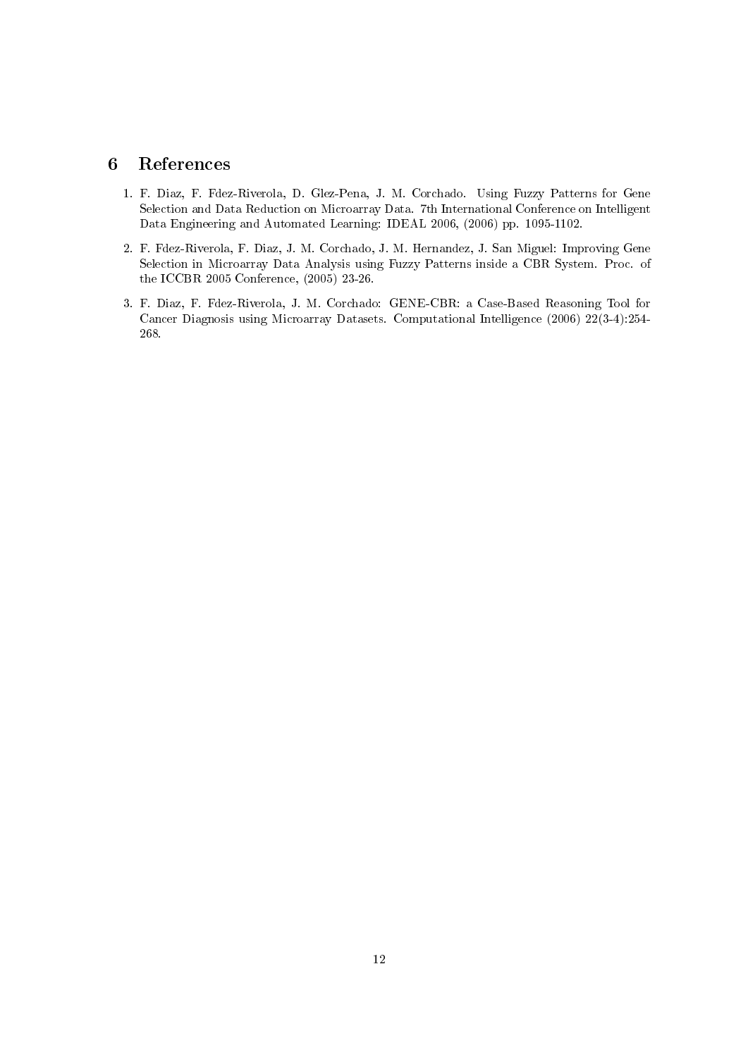## 6 References

1. F. Diaz, F. Fdez-Riverola, D. Glez-Pena, J. M. Corchado. Using Fuzzy Patterns for Gene Selection and Data Reduction on Microarray Data. 7th International Conference on Intelligent Data Engineering and Automated Learning: IDEAL 2006, (2006) pp. 1095-1102.

2. F. Fdez-Riverola, F. Diaz, J. M. Corchado, J. M. Hernandez, J. San Miguel: Improving Gene Selection in Microarray Data Analysis using Fuzzy Patterns inside a CBR System. Proc. of the ICCBR 2005 Conference, (2005) 23-26.

3. F. Diaz, F. Fdez-Riverola, J. M. Corchado: GENE-CBR: a Case-Based Reasoning Tool for Cancer Diagnosis using Microarray Datasets. Computational Intelligence (2006) 22(3-4):254-268.